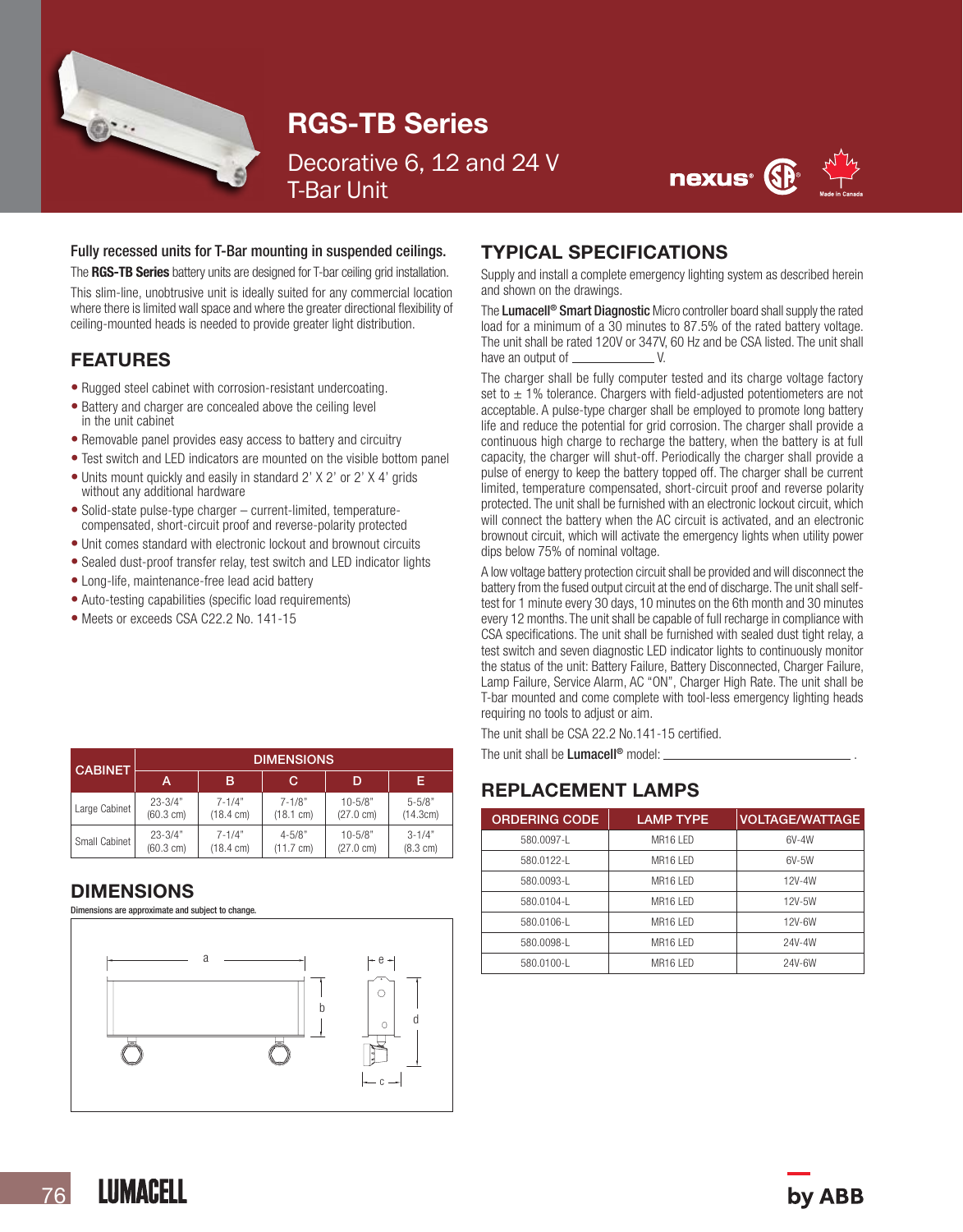# RGS-TB Series

Decorative 6, 12 and 24 V
T-Bar Unit

**Fully recessed units for T-Bar mounting in suspended ceilings.**

The **RGS-TB Series** battery units are designed for T-bar ceiling grid installation.

This slim-line, unobtrusive unit is ideally suited for any commercial location where there is limited wall space and where the greater directional flexibility of ceiling-mounted heads is needed to provide greater light distribution.

## FEATURES

- Rugged steel cabinet with corrosion-resistant undercoating.
- Battery and charger are concealed above the ceiling level in the unit cabinet
- Removable panel provides easy access to battery and circuitry
- Test switch and LED indicators are mounted on the visible bottom panel
- Units mount quickly and easily in standard 2' X 2' or 2' X 4' grids without any additional hardware
- Solid-state pulse-type charger – current-limited, temperature-compensated, short-circuit proof and reverse-polarity protected
- Unit comes standard with electronic lockout and brownout circuits
- Sealed dust-proof transfer relay, test switch and LED indicator lights
- Long-life, maintenance-free lead acid battery
- Auto-testing capabilities (specific load requirements)
- Meets or exceeds CSA C22.2 No. 141-15

| CABINET | DIMENSIONS | | | | |
|---|---|---|---|---|---|
| | A | B | C | D | E |
| Large Cabinet | 23-3/4" (60.3 cm) | 7-1/4" (18.4 cm) | 7-1/8" (18.1 cm) | 10-5/8" (27.0 cm) | 5-5/8" (14.3cm) |
| Small Cabinet | 23-3/4" (60.3 cm) | 7-1/4" (18.4 cm) | 4-5/8" (11.7 cm) | 10-5/8" (27.0 cm) | 3-1/4" (8.3 cm) |

## DIMENSIONS

Dimensions are approximate and subject to change.

## TYPICAL SPECIFICATIONS

Supply and install a complete emergency lighting system as described herein and shown on the drawings.

The **Lumacell® Smart Diagnostic** Micro controller board shall supply the rated load for a minimum of a 30 minutes to 87.5% of the rated battery voltage. The unit shall be rated 120V or 347V, 60 Hz and be CSA listed. The unit shall have an output of ____________ V.

The charger shall be fully computer tested and its charge voltage factory set to ± 1% tolerance. Chargers with field-adjusted potentiometers are not acceptable. A pulse-type charger shall be employed to promote long battery life and reduce the potential for grid corrosion. The charger shall provide a continuous high charge to recharge the battery, when the battery is at full capacity, the charger will shut-off. Periodically the charger shall provide a pulse of energy to keep the battery topped off. The charger shall be current limited, temperature compensated, short-circuit proof and reverse polarity protected. The unit shall be furnished with an electronic lockout circuit, which will connect the battery when the AC circuit is activated, and an electronic brownout circuit, which will activate the emergency lights when utility power dips below 75% of nominal voltage.

A low voltage battery protection circuit shall be provided and will disconnect the battery from the fused output circuit at the end of discharge. The unit shall self-test for 1 minute every 30 days, 10 minutes on the 6th month and 30 minutes every 12 months. The unit shall be capable of full recharge in compliance with CSA specifications. The unit shall be furnished with sealed dust tight relay, a test switch and seven diagnostic LED indicator lights to continuously monitor the status of the unit: Battery Failure, Battery Disconnected, Charger Failure, Lamp Failure, Service Alarm, AC "ON", Charger High Rate. The unit shall be T-bar mounted and come complete with tool-less emergency lighting heads requiring no tools to adjust or aim.

The unit shall be CSA 22.2 No.141-15 certified.

The unit shall be **Lumacell®** model: ______________________________ .

## REPLACEMENT LAMPS

| ORDERING CODE | LAMP TYPE | VOLTAGE/WATTAGE |
|---|---|---|
| 580.0097-L | MR16 LED | 6V-4W |
| 580.0122-L | MR16 LED | 6V-5W |
| 580.0093-L | MR16 LED | 12V-4W |
| 580.0104-L | MR16 LED | 12V-5W |
| 580.0106-L | MR16 LED | 12V-6W |
| 580.0098-L | MR16 LED | 24V-4W |
| 580.0100-L | MR16 LED | 24V-6W |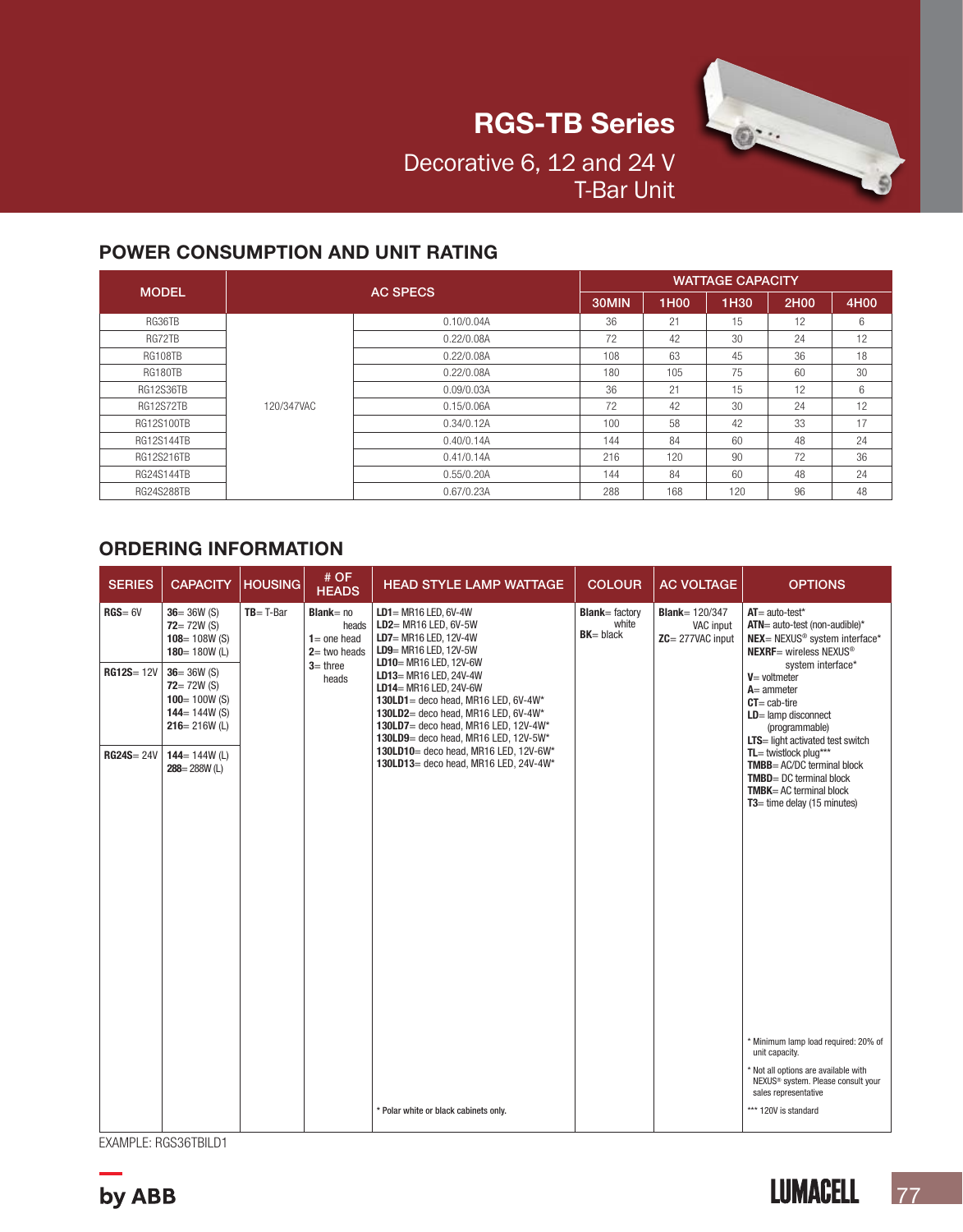# RGS-TB Series

Decorative 6, 12 and 24 V
T-Bar Unit

## POWER CONSUMPTION AND UNIT RATING

| MODEL | AC SPECS | | WATTAGE CAPACITY | | | | |
|---|---|---|---|---|---|---|---|
| | | | 30MIN | 1H00 | 1H30 | 2H00 | 4H00 |
| RG36TB | 120/347VAC | 0.10/0.04A | 36 | 21 | 15 | 12 | 6 |
| RG72TB | | 0.22/0.08A | 72 | 42 | 30 | 24 | 12 |
| RG108TB | | 0.22/0.08A | 108 | 63 | 45 | 36 | 18 |
| RG180TB | | 0.22/0.08A | 180 | 105 | 75 | 60 | 30 |
| RG12S36TB | | 0.09/0.03A | 36 | 21 | 15 | 12 | 6 |
| RG12S72TB | | 0.15/0.06A | 72 | 42 | 30 | 24 | 12 |
| RG12S100TB | | 0.34/0.12A | 100 | 58 | 42 | 33 | 17 |
| RG12S144TB | | 0.40/0.14A | 144 | 84 | 60 | 48 | 24 |
| RG12S216TB | | 0.41/0.14A | 216 | 120 | 90 | 72 | 36 |
| RG24S144TB | | 0.55/0.20A | 144 | 84 | 60 | 48 | 24 |
| RG24S288TB | | 0.67/0.23A | 288 | 168 | 120 | 96 | 48 |

## ORDERING INFORMATION

| SERIES | CAPACITY | HOUSING | # OF HEADS | HEAD STYLE LAMP WATTAGE | COLOUR | AC VOLTAGE | OPTIONS |
|---|---|---|---|---|---|---|---|
| **RGS**= 6V | **36**= 36W (S)<br>**72**= 72W (S)<br>**108**= 108W (S)<br>**180**= 180W (L) | **TB**= T-Bar | **Blank**= no heads<br>**1**= one head<br>**2**= two heads<br>**3**= three heads | **LD1**= MR16 LED, 6V-4W<br>**LD2**= MR16 LED, 6V-5W<br>**LD7**= MR16 LED, 12V-4W<br>**LD9**= MR16 LED, 12V-5W<br>**LD10**= MR16 LED, 12V-6W<br>**LD13**= MR16 LED, 24V-4W<br>**LD14**= MR16 LED, 24V-6W<br>**130LD1**= deco head, MR16 LED, 6V-4W*<br>**130LD2**= deco head, MR16 LED, 6V-4W*<br>**130LD7**= deco head, MR16 LED, 12V-4W*<br>**130LD9**= deco head, MR16 LED, 12V-5W*<br>**130LD10**= deco head, MR16 LED, 12V-6W*<br>**130LD13**= deco head, MR16 LED, 24V-4W*<br><br>* Polar white or black cabinets only. | **Blank**= factory white<br>**BK**= black | **Blank**= 120/347 VAC input<br>**ZC**= 277VAC input | **AT**= auto-test*<br>**ATN**= auto-test (non-audible)*<br>**NEX**= NEXUS® system interface*<br>**NEXRF**= wireless NEXUS® system interface*<br>**V**= voltmeter<br>**A**= ammeter<br>**CT**= cab-tire<br>**LD**= lamp disconnect (programmable)<br>**LTS**= light activated test switch<br>**TL**= twistlock plug***<br>**TMBB**= AC/DC terminal block<br>**TMBD**= DC terminal block<br>**TMBK**= AC terminal block<br>**T3**= time delay (15 minutes)<br><br>* Minimum lamp load required: 20% of unit capacity.<br>* Not all options are available with NEXUS® system. Please consult your sales representative<br>*** 120V is standard |
| **RG12S**= 12V | **36**= 36W (S)<br>**72**= 72W (S)<br>**100**= 100W (S)<br>**144**= 144W (S)<br>**216**= 216W (L) | | | | | | |
| **RG24S**= 24V | **144**= 144W (L)<br>**288**= 288W (L) | | | | | | |

EXAMPLE: RGS36TBILD1

by ABB

LUMACELL